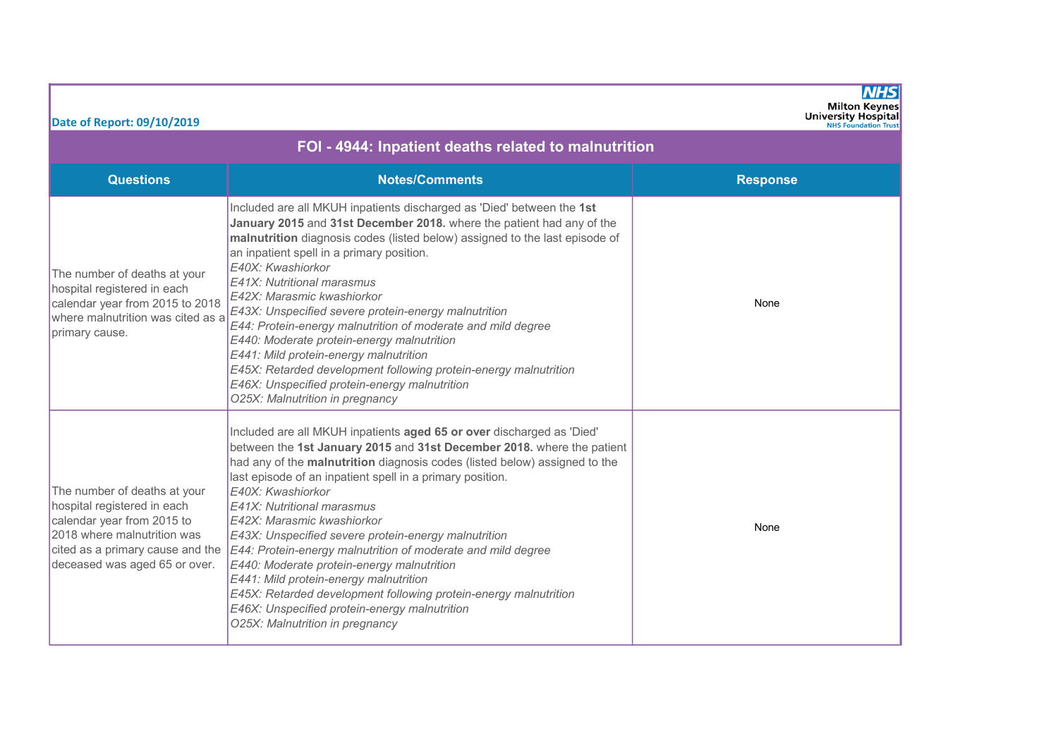Date of Report: 09/10/2019

Milton Keynes University Hospital NHS Foundation Trust

# FOI - 4944: Inpatient deaths related to malnutrition

| Questions | Notes/Comments | Response |
|---|---|---|
| The number of deaths at your hospital registered in each calendar year from 2015 to 2018 where malnutrition was cited as a primary cause. | Included are all MKUH inpatients discharged as 'Died' between the **1st January 2015** and **31st December 2018.** where the patient had any of the **malnutrition** diagnosis codes (listed below) assigned to the last episode of an inpatient spell in a primary position.<br>*E40X: Kwashiorkor*<br>*E41X: Nutritional marasmus*<br>*E42X: Marasmic kwashiorkor*<br>*E43X: Unspecified severe protein-energy malnutrition*<br>*E44: Protein-energy malnutrition of moderate and mild degree*<br>*E440: Moderate protein-energy malnutrition*<br>*E441: Mild protein-energy malnutrition*<br>*E45X: Retarded development following protein-energy malnutrition*<br>*E46X: Unspecified protein-energy malnutrition*<br>*O25X: Malnutrition in pregnancy* | None |
| The number of deaths at your hospital registered in each calendar year from 2015 to 2018 where malnutrition was cited as a primary cause and the deceased was aged 65 or over. | Included are all MKUH inpatients **aged 65 or over** discharged as 'Died' between the **1st January 2015** and **31st December 2018.** where the patient had any of the **malnutrition** diagnosis codes (listed below) assigned to the last episode of an inpatient spell in a primary position.<br>*E40X: Kwashiorkor*<br>*E41X: Nutritional marasmus*<br>*E42X: Marasmic kwashiorkor*<br>*E43X: Unspecified severe protein-energy malnutrition*<br>*E44: Protein-energy malnutrition of moderate and mild degree*<br>*E440: Moderate protein-energy malnutrition*<br>*E441: Mild protein-energy malnutrition*<br>*E45X: Retarded development following protein-energy malnutrition*<br>*E46X: Unspecified protein-energy malnutrition*<br>*O25X: Malnutrition in pregnancy* | None |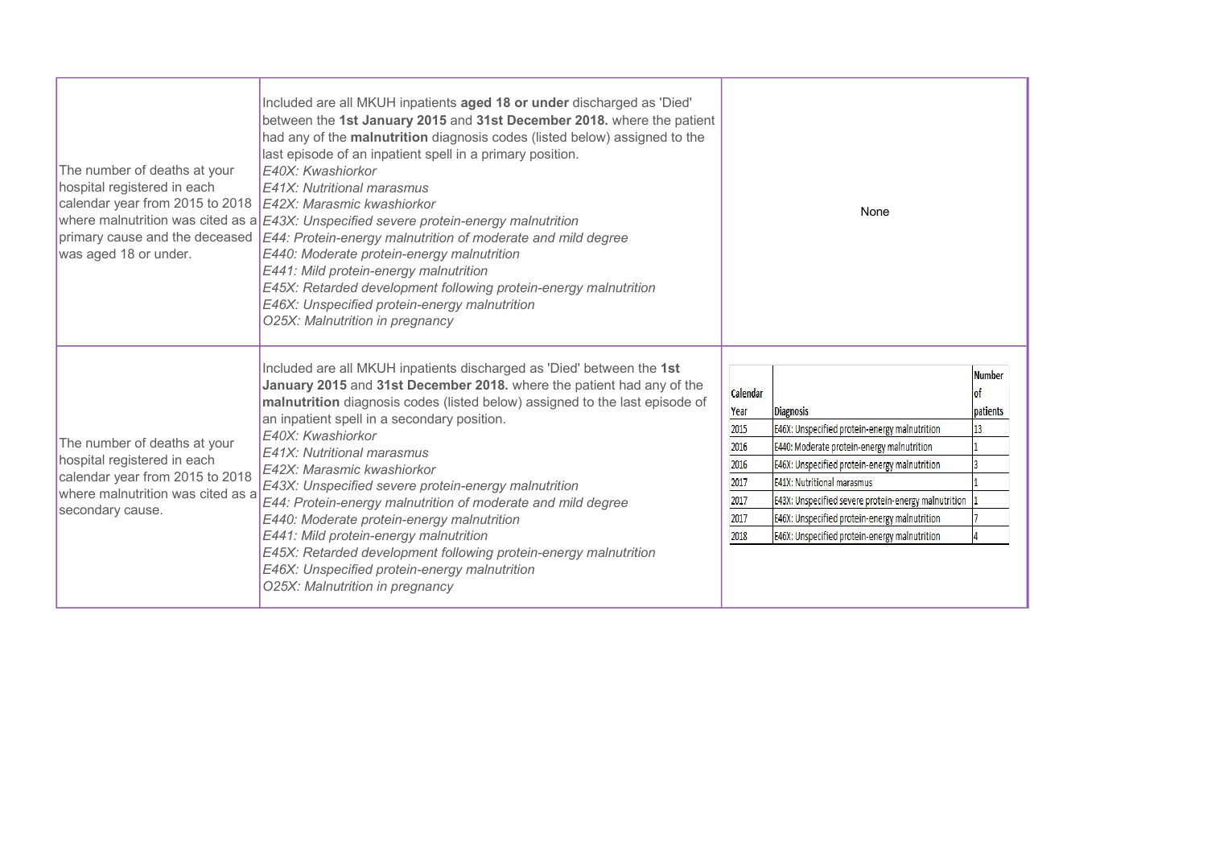| | | |
|---|---|---|
| The number of deaths at your hospital registered in each calendar year from 2015 to 2018 where malnutrition was cited as a primary cause and the deceased was aged 18 or under. | Included are all MKUH inpatients **aged 18 or under** discharged as 'Died' between the **1st January 2015** and **31st December 2018.** where the patient had any of the **malnutrition** diagnosis codes (listed below) assigned to the last episode of an inpatient spell in a primary position.<br>*E40X: Kwashiorkor*<br>*E41X: Nutritional marasmus*<br>*E42X: Marasmic kwashiorkor*<br>*E43X: Unspecified severe protein-energy malnutrition*<br>*E44: Protein-energy malnutrition of moderate and mild degree*<br>*E440: Moderate protein-energy malnutrition*<br>*E441: Mild protein-energy malnutrition*<br>*E45X: Retarded development following protein-energy malnutrition*<br>*E46X: Unspecified protein-energy malnutrition*<br>*O25X: Malnutrition in pregnancy* | None |
| The number of deaths at your hospital registered in each calendar year from 2015 to 2018 where malnutrition was cited as a secondary cause. | Included are all MKUH inpatients discharged as 'Died' between the **1st January 2015** and **31st December 2018.** where the patient had any of the **malnutrition** diagnosis codes (listed below) assigned to the last episode of an inpatient spell in a secondary position.<br>*E40X: Kwashiorkor*<br>*E41X: Nutritional marasmus*<br>*E42X: Marasmic kwashiorkor*<br>*E43X: Unspecified severe protein-energy malnutrition*<br>*E44: Protein-energy malnutrition of moderate and mild degree*<br>*E440: Moderate protein-energy malnutrition*<br>*E441: Mild protein-energy malnutrition*<br>*E45X: Retarded development following protein-energy malnutrition*<br>*E46X: Unspecified protein-energy malnutrition*<br>*O25X: Malnutrition in pregnancy* | See table below |

| Calendar Year | Diagnosis | Number of patients |
|---|---|---|
| 2015 | E46X: Unspecified protein-energy malnutrition | 13 |
| 2016 | E440: Moderate protein-energy malnutrition | 1 |
| 2016 | E46X: Unspecified protein-energy malnutrition | 3 |
| 2017 | E41X: Nutritional marasmus | 1 |
| 2017 | E43X: Unspecified severe protein-energy malnutrition | 1 |
| 2017 | E46X: Unspecified protein-energy malnutrition | 7 |
| 2018 | E46X: Unspecified protein-energy malnutrition | 4 |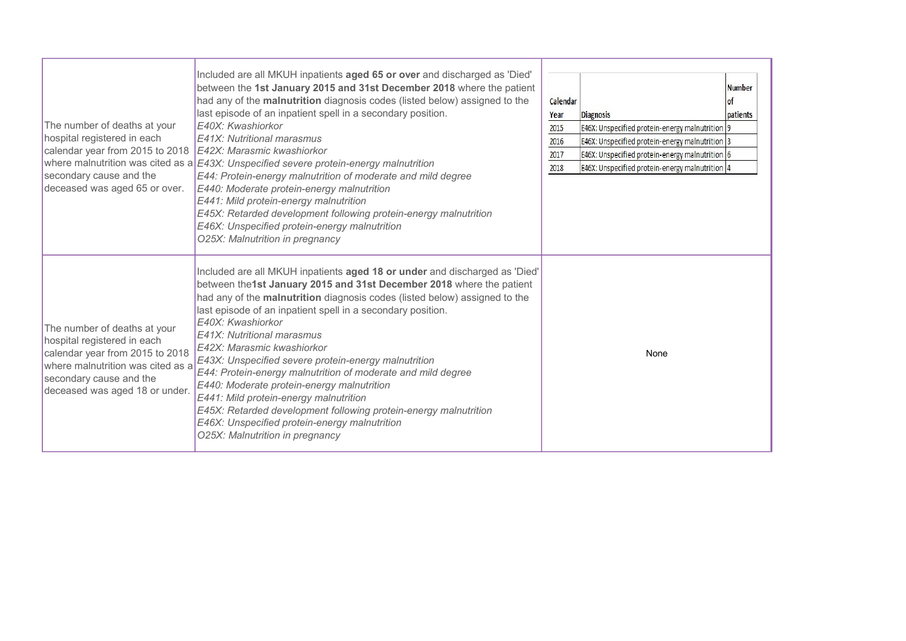| | | |
|---|---|---|
| The number of deaths at your hospital registered in each calendar year from 2015 to 2018 where malnutrition was cited as a secondary cause and the deceased was aged 65 or over. | Included are all MKUH inpatients **aged 65 or over** and discharged as 'Died' between the **1st January 2015 and 31st December 2018** where the patient had any of the **malnutrition** diagnosis codes (listed below) assigned to the last episode of an inpatient spell in a secondary position.<br>*E40X: Kwashiorkor*<br>*E41X: Nutritional marasmus*<br>*E42X: Marasmic kwashiorkor*<br>*E43X: Unspecified severe protein-energy malnutrition*<br>*E44: Protein-energy malnutrition of moderate and mild degree*<br>*E440: Moderate protein-energy malnutrition*<br>*E441: Mild protein-energy malnutrition*<br>*E45X: Retarded development following protein-energy malnutrition*<br>*E46X: Unspecified protein-energy malnutrition*<br>*O25X: Malnutrition in pregnancy* | Calendar Year / Diagnosis / Number of patients:<br>2015 / E46X: Unspecified protein-energy malnutrition / 9<br>2016 / E46X: Unspecified protein-energy malnutrition / 3<br>2017 / E46X: Unspecified protein-energy malnutrition / 6<br>2018 / E46X: Unspecified protein-energy malnutrition / 4 |
| The number of deaths at your hospital registered in each calendar year from 2015 to 2018 where malnutrition was cited as a secondary cause and the deceased was aged 18 or under. | Included are all MKUH inpatients **aged 18 or under** and discharged as 'Died' between the**1st January 2015 and 31st December 2018** where the patient had any of the **malnutrition** diagnosis codes (listed below) assigned to the last episode of an inpatient spell in a secondary position.<br>*E40X: Kwashiorkor*<br>*E41X: Nutritional marasmus*<br>*E42X: Marasmic kwashiorkor*<br>*E43X: Unspecified severe protein-energy malnutrition*<br>*E44: Protein-energy malnutrition of moderate and mild degree*<br>*E440: Moderate protein-energy malnutrition*<br>*E441: Mild protein-energy malnutrition*<br>*E45X: Retarded development following protein-energy malnutrition*<br>*E46X: Unspecified protein-energy malnutrition*<br>*O25X: Malnutrition in pregnancy* | None |